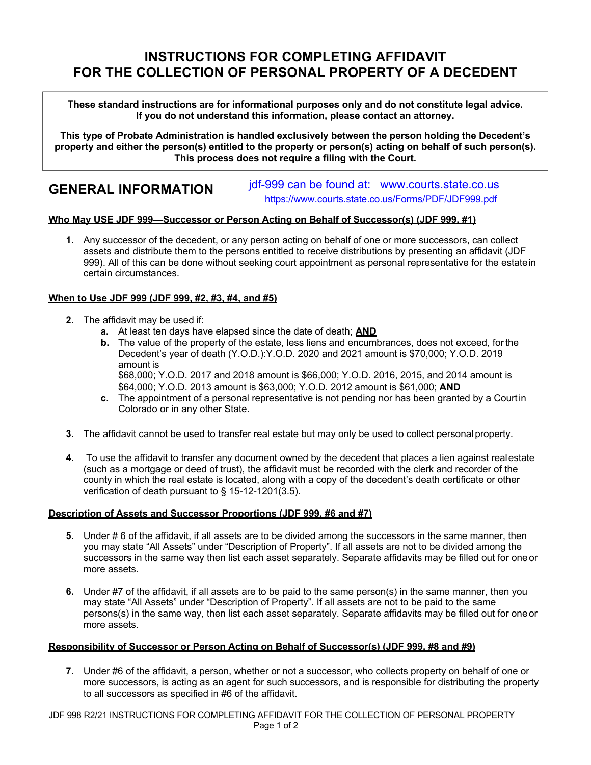# INSTRUCTIONS FOR COMPLETING AFFIDAVIT FOR THE COLLECTION OF PERSONAL PROPERTY OF A DECEDENT

**These standard instructions are for informational purposes only and do not constitute legal advice. If you do not understand this information, please contact an attorney.**

**This type of Probate Administration is handled exclusively between the person holding the Decedent's property and either the person(s) entitled to the property or person(s) acting on behalf of such person(s). This process does not require a filing with the Court.**

## GENERAL INFORMATION

jdf-999 can be found at: www.courts.state.co.us
https://www.courts.state.co.us/Forms/PDF/JDF999.pdf

**Who May USE JDF 999—Successor or Person Acting on Behalf of Successor(s) (JDF 999, #1)**

1. Any successor of the decedent, or any person acting on behalf of one or more successors, can collect assets and distribute them to the persons entitled to receive distributions by presenting an affidavit (JDF 999). All of this can be done without seeking court appointment as personal representative for the estate in certain circumstances.

**When to Use JDF 999 (JDF 999, #2, #3, #4, and #5)**

2. The affidavit may be used if:
   - **a.** At least ten days have elapsed since the date of death; **AND**
   - **b.** The value of the property of the estate, less liens and encumbrances, does not exceed, for the Decedent's year of death (Y.O.D.):Y.O.D. 2020 and 2021 amount is $70,000; Y.O.D. 2019 amount is $68,000; Y.O.D. 2017 and 2018 amount is $66,000; Y.O.D. 2016, 2015, and 2014 amount is $64,000; Y.O.D. 2013 amount is $63,000; Y.O.D. 2012 amount is $61,000; **AND**
   - **c.** The appointment of a personal representative is not pending nor has been granted by a Court in Colorado or in any other State.

3. The affidavit cannot be used to transfer real estate but may only be used to collect personal property.

4. To use the affidavit to transfer any document owned by the decedent that places a lien against real estate (such as a mortgage or deed of trust), the affidavit must be recorded with the clerk and recorder of the county in which the real estate is located, along with a copy of the decedent's death certificate or other verification of death pursuant to § 15-12-1201(3.5).

**Description of Assets and Successor Proportions (JDF 999, #6 and #7)**

5. Under # 6 of the affidavit, if all assets are to be divided among the successors in the same manner, then you may state "All Assets" under "Description of Property". If all assets are not to be divided among the successors in the same way then list each asset separately. Separate affidavits may be filled out for one or more assets.

6. Under #7 of the affidavit, if all assets are to be paid to the same person(s) in the same manner, then you may state "All Assets" under "Description of Property". If all assets are not to be paid to the same persons(s) in the same way, then list each asset separately. Separate affidavits may be filled out for one or more assets.

**Responsibility of Successor or Person Acting on Behalf of Successor(s) (JDF 999, #8 and #9)**

7. Under #6 of the affidavit, a person, whether or not a successor, who collects property on behalf of one or more successors, is acting as an agent for such successors, and is responsible for distributing the property to all successors as specified in #6 of the affidavit.

JDF 998 R2/21 INSTRUCTIONS FOR COMPLETING AFFIDAVIT FOR THE COLLECTION OF PERSONAL PROPERTY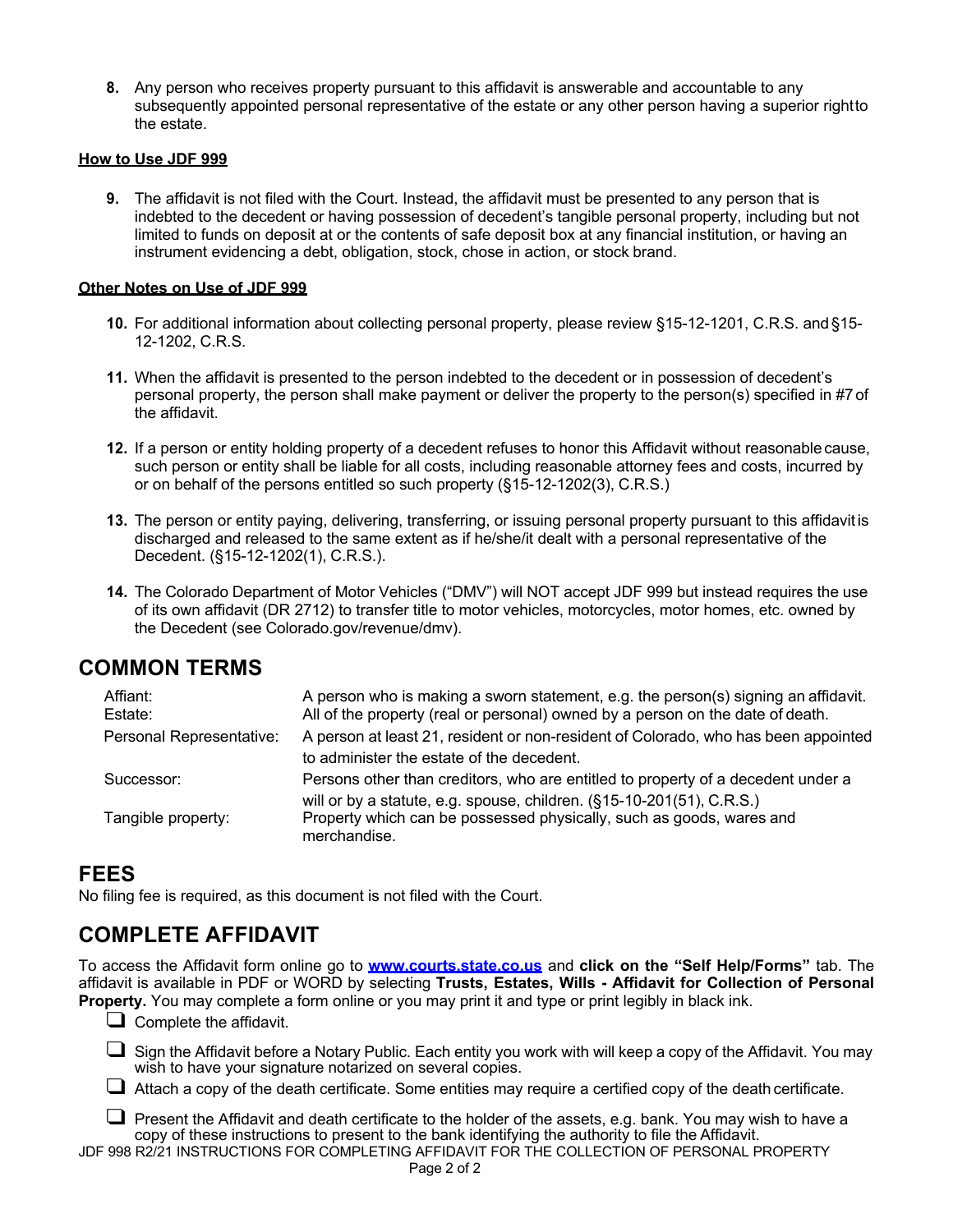8. Any person who receives property pursuant to this affidavit is answerable and accountable to any subsequently appointed personal representative of the estate or any other person having a superior right to the estate.

**How to Use JDF 999**

9. The affidavit is not filed with the Court. Instead, the affidavit must be presented to any person that is indebted to the decedent or having possession of decedent's tangible personal property, including but not limited to funds on deposit at or the contents of safe deposit box at any financial institution, or having an instrument evidencing a debt, obligation, stock, chose in action, or stock brand.

**Other Notes on Use of JDF 999**

10. For additional information about collecting personal property, please review §15-12-1201, C.R.S. and §15-12-1202, C.R.S.

11. When the affidavit is presented to the person indebted to the decedent or in possession of decedent's personal property, the person shall make payment or deliver the property to the person(s) specified in #7 of the affidavit.

12. If a person or entity holding property of a decedent refuses to honor this Affidavit without reasonable cause, such person or entity shall be liable for all costs, including reasonable attorney fees and costs, incurred by or on behalf of the persons entitled so such property (§15-12-1202(3), C.R.S.)

13. The person or entity paying, delivering, transferring, or issuing personal property pursuant to this affidavit is discharged and released to the same extent as if he/she/it dealt with a personal representative of the Decedent. (§15-12-1202(1), C.R.S.).

14. The Colorado Department of Motor Vehicles ("DMV") will NOT accept JDF 999 but instead requires the use of its own affidavit (DR 2712) to transfer title to motor vehicles, motorcycles, motor homes, etc. owned by the Decedent (see Colorado.gov/revenue/dmv).

## COMMON TERMS

| | |
|---|---|
| Affiant: | A person who is making a sworn statement, e.g. the person(s) signing an affidavit. |
| Estate: | All of the property (real or personal) owned by a person on the date of death. |
| Personal Representative: | A person at least 21, resident or non-resident of Colorado, who has been appointed to administer the estate of the decedent. |
| Successor: | Persons other than creditors, who are entitled to property of a decedent under a will or by a statute, e.g. spouse, children. (§15-10-201(51), C.R.S.) |
| Tangible property: | Property which can be possessed physically, such as goods, wares and merchandise. |

## FEES

No filing fee is required, as this document is not filed with the Court.

## COMPLETE AFFIDAVIT

To access the Affidavit form online go to **www.courts.state.co.us** and **click on the "Self Help/Forms"** tab. The affidavit is available in PDF or WORD by selecting **Trusts, Estates, Wills - Affidavit for Collection of Personal Property.** You may complete a form online or you may print it and type or print legibly in black ink.

- ☐ Complete the affidavit.
- ☐ Sign the Affidavit before a Notary Public. Each entity you work with will keep a copy of the Affidavit. You may wish to have your signature notarized on several copies.
- ☐ Attach a copy of the death certificate. Some entities may require a certified copy of the death certificate.
- ☐ Present the Affidavit and death certificate to the holder of the assets, e.g. bank. You may wish to have a copy of these instructions to present to the bank identifying the authority to file the Affidavit.

JDF 998 R2/21 INSTRUCTIONS FOR COMPLETING AFFIDAVIT FOR THE COLLECTION OF PERSONAL PROPERTY